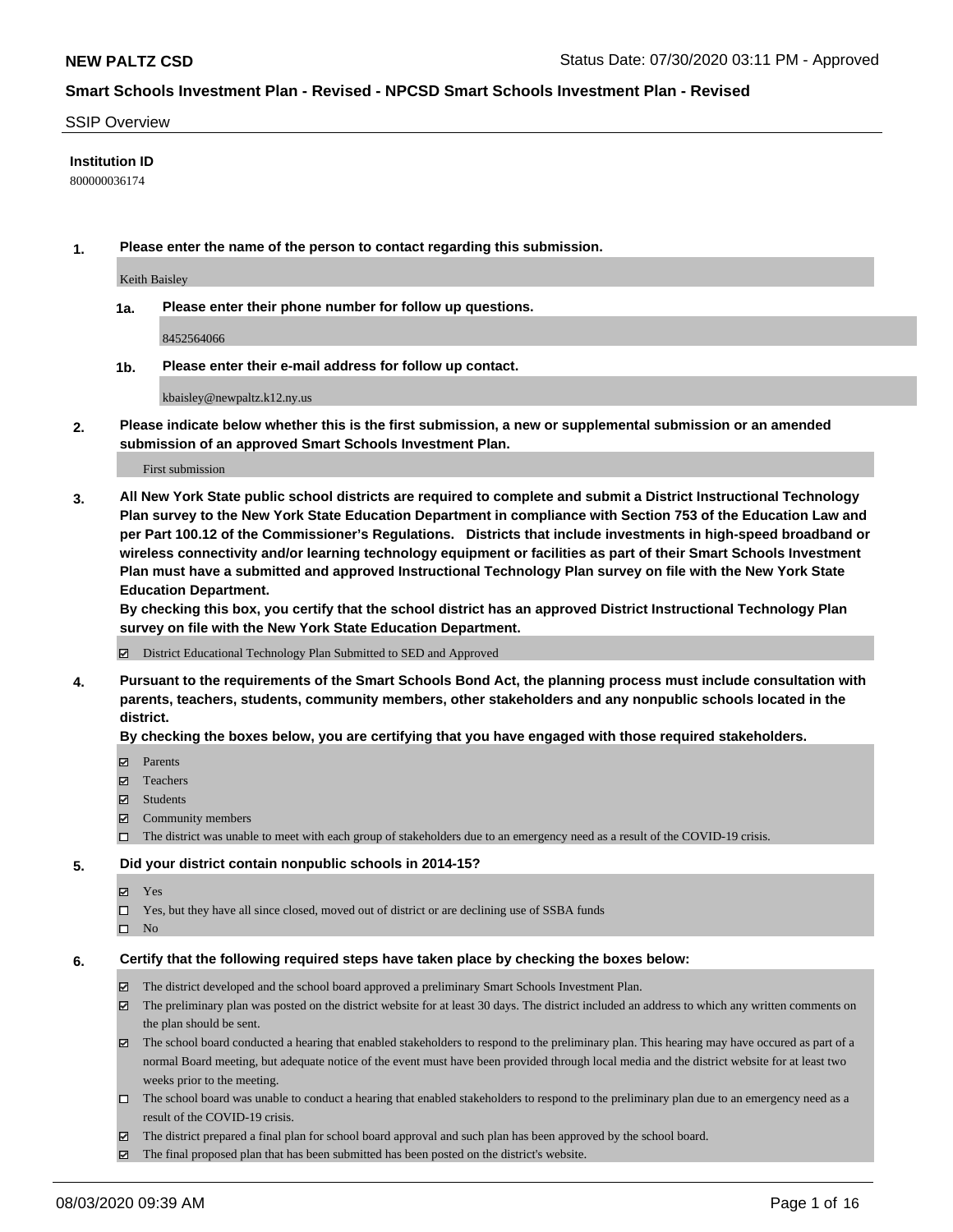# NEW PALTZ CSD

Status Date: 07/30/2020 03:11 PM - Approved

## Smart Schools Investment Plan - Revised - NPCSD Smart Schools Investment Plan - Revised

SSIP Overview

**Institution ID**

800000036174

**1. Please enter the name of the person to contact regarding this submission.**

Keith Baisley

**1a. Please enter their phone number for follow up questions.**

8452564066

**1b. Please enter their e-mail address for follow up contact.**

kbaisley@newpaltz.k12.ny.us

**2. Please indicate below whether this is the first submission, a new or supplemental submission or an amended submission of an approved Smart Schools Investment Plan.**

First submission

**3. All New York State public school districts are required to complete and submit a District Instructional Technology Plan survey to the New York State Education Department in compliance with Section 753 of the Education Law and per Part 100.12 of the Commissioner's Regulations. Districts that include investments in high-speed broadband or wireless connectivity and/or learning technology equipment or facilities as part of their Smart Schools Investment Plan must have a submitted and approved Instructional Technology Plan survey on file with the New York State Education Department.**
**By checking this box, you certify that the school district has an approved District Instructional Technology Plan survey on file with the New York State Education Department.**

- [x] District Educational Technology Plan Submitted to SED and Approved

**4. Pursuant to the requirements of the Smart Schools Bond Act, the planning process must include consultation with parents, teachers, students, community members, other stakeholders and any nonpublic schools located in the district.**
**By checking the boxes below, you are certifying that you have engaged with those required stakeholders.**

- [x] Parents
- [x] Teachers
- [x] Students
- [x] Community members
- [ ] The district was unable to meet with each group of stakeholders due to an emergency need as a result of the COVID-19 crisis.

**5. Did your district contain nonpublic schools in 2014-15?**

- [x] Yes
- [ ] Yes, but they have all since closed, moved out of district or are declining use of SSBA funds
- [ ] No

**6. Certify that the following required steps have taken place by checking the boxes below:**

- [x] The district developed and the school board approved a preliminary Smart Schools Investment Plan.
- [x] The preliminary plan was posted on the district website for at least 30 days. The district included an address to which any written comments on the plan should be sent.
- [x] The school board conducted a hearing that enabled stakeholders to respond to the preliminary plan. This hearing may have occured as part of a normal Board meeting, but adequate notice of the event must have been provided through local media and the district website for at least two weeks prior to the meeting.
- [ ] The school board was unable to conduct a hearing that enabled stakeholders to respond to the preliminary plan due to an emergency need as a result of the COVID-19 crisis.
- [x] The district prepared a final plan for school board approval and such plan has been approved by the school board.
- [x] The final proposed plan that has been submitted has been posted on the district's website.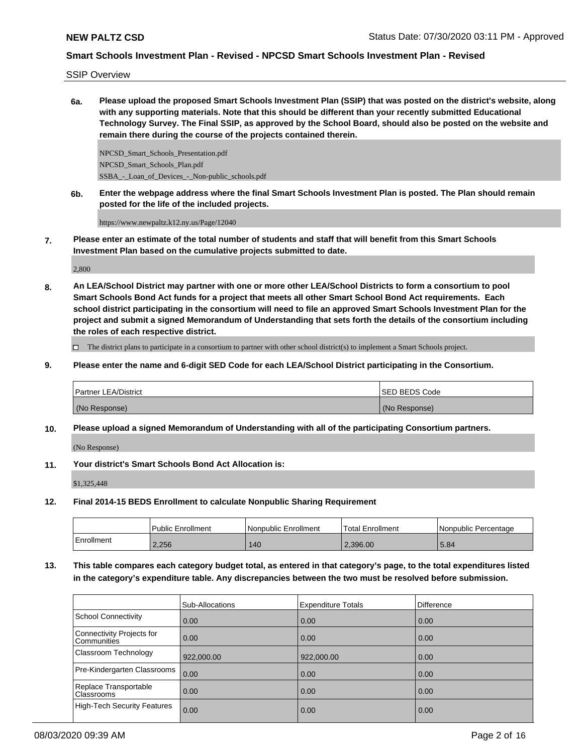SSIP Overview

**6a. Please upload the proposed Smart Schools Investment Plan (SSIP) that was posted on the district's website, along with any supporting materials. Note that this should be different than your recently submitted Educational Technology Survey. The Final SSIP, as approved by the School Board, should also be posted on the website and remain there during the course of the projects contained therein.**

NPCSD_Smart_Schools_Presentation.pdf
NPCSD_Smart_Schools_Plan.pdf
SSBA_-_Loan_of_Devices_-_Non-public_schools.pdf

**6b. Enter the webpage address where the final Smart Schools Investment Plan is posted. The Plan should remain posted for the life of the included projects.**

https://www.newpaltz.k12.ny.us/Page/12040

**7. Please enter an estimate of the total number of students and staff that will benefit from this Smart Schools Investment Plan based on the cumulative projects submitted to date.**

2,800

**8. An LEA/School District may partner with one or more other LEA/School Districts to form a consortium to pool Smart Schools Bond Act funds for a project that meets all other Smart School Bond Act requirements. Each school district participating in the consortium will need to file an approved Smart Schools Investment Plan for the project and submit a signed Memorandum of Understanding that sets forth the details of the consortium including the roles of each respective district.**

☐ The district plans to participate in a consortium to partner with other school district(s) to implement a Smart Schools project.

**9. Please enter the name and 6-digit SED Code for each LEA/School District participating in the Consortium.**

| Partner LEA/District | SED BEDS Code |
|---|---|
| (No Response) | (No Response) |

**10. Please upload a signed Memorandum of Understanding with all of the participating Consortium partners.**

(No Response)

**11. Your district's Smart Schools Bond Act Allocation is:**

$1,325,448

**12. Final 2014-15 BEDS Enrollment to calculate Nonpublic Sharing Requirement**

| | Public Enrollment | Nonpublic Enrollment | Total Enrollment | Nonpublic Percentage |
|---|---|---|---|---|
| Enrollment | 2,256 | 140 | 2,396.00 | 5.84 |

**13. This table compares each category budget total, as entered in that category's page, to the total expenditures listed in the category's expenditure table. Any discrepancies between the two must be resolved before submission.**

| | Sub-Allocations | Expenditure Totals | Difference |
|---|---|---|---|
| School Connectivity | 0.00 | 0.00 | 0.00 |
| Connectivity Projects for Communities | 0.00 | 0.00 | 0.00 |
| Classroom Technology | 922,000.00 | 922,000.00 | 0.00 |
| Pre-Kindergarten Classrooms | 0.00 | 0.00 | 0.00 |
| Replace Transportable Classrooms | 0.00 | 0.00 | 0.00 |
| High-Tech Security Features | 0.00 | 0.00 | 0.00 |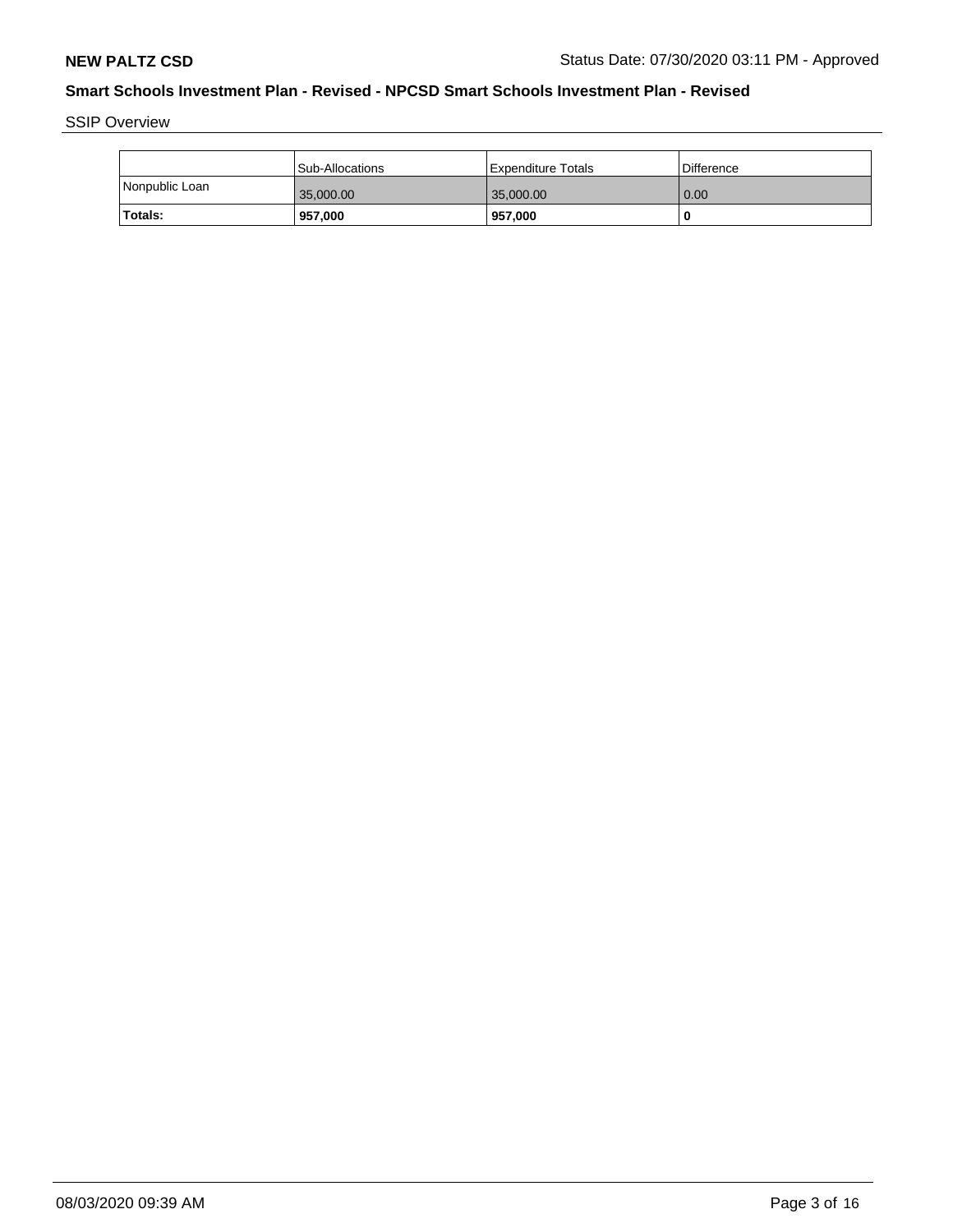## Smart Schools Investment Plan - Revised - NPCSD Smart Schools Investment Plan - Revised

SSIP Overview

|  | Sub-Allocations | Expenditure Totals | Difference |
|---|---|---|---|
| Nonpublic Loan | 35,000.00 | 35,000.00 | 0.00 |
| **Totals:** | **957,000** | **957,000** | **0** |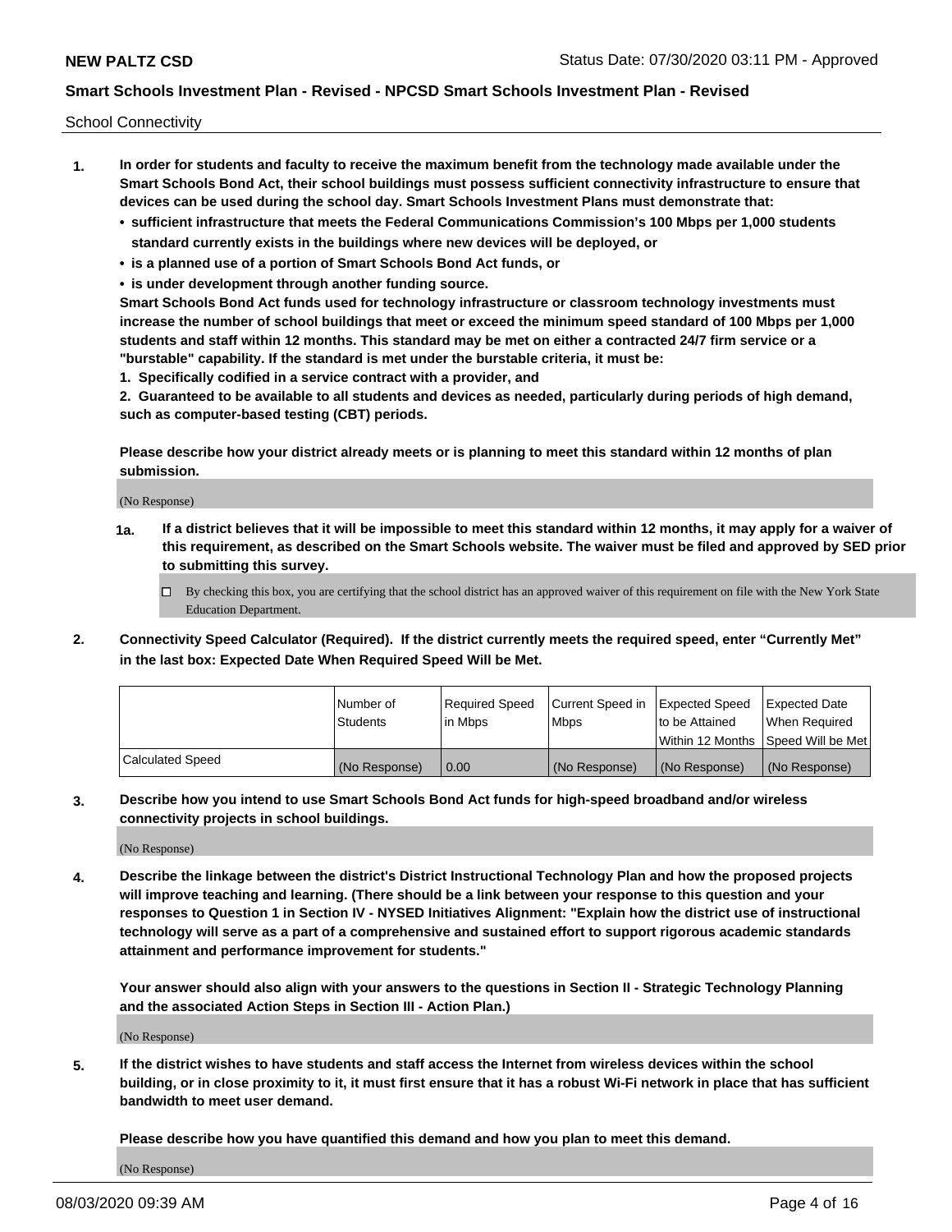School Connectivity

1. **In order for students and faculty to receive the maximum benefit from the technology made available under the Smart Schools Bond Act, their school buildings must possess sufficient connectivity infrastructure to ensure that devices can be used during the school day. Smart Schools Investment Plans must demonstrate that:**
   - **sufficient infrastructure that meets the Federal Communications Commission's 100 Mbps per 1,000 students standard currently exists in the buildings where new devices will be deployed, or**
   - **is a planned use of a portion of Smart Schools Bond Act funds, or**
   - **is under development through another funding source.**

   **Smart Schools Bond Act funds used for technology infrastructure or classroom technology investments must increase the number of school buildings that meet or exceed the minimum speed standard of 100 Mbps per 1,000 students and staff within 12 months. This standard may be met on either a contracted 24/7 firm service or a "burstable" capability. If the standard is met under the burstable criteria, it must be:**

   **1. Specifically codified in a service contract with a provider, and**

   **2. Guaranteed to be available to all students and devices as needed, particularly during periods of high demand, such as computer-based testing (CBT) periods.**

   **Please describe how your district already meets or is planning to meet this standard within 12 months of plan submission.**

   (No Response)

   **1a. If a district believes that it will be impossible to meet this standard within 12 months, it may apply for a waiver of this requirement, as described on the Smart Schools website. The waiver must be filed and approved by SED prior to submitting this survey.**

   ☐ By checking this box, you are certifying that the school district has an approved waiver of this requirement on file with the New York State Education Department.

2. **Connectivity Speed Calculator (Required). If the district currently meets the required speed, enter "Currently Met" in the last box: Expected Date When Required Speed Will be Met.**

|  | Number of Students | Required Speed in Mbps | Current Speed in Mbps | Expected Speed to be Attained Within 12 Months | Expected Date When Required Speed Will be Met |
|---|---|---|---|---|---|
| Calculated Speed | (No Response) | 0.00 | (No Response) | (No Response) | (No Response) |

3. **Describe how you intend to use Smart Schools Bond Act funds for high-speed broadband and/or wireless connectivity projects in school buildings.**

   (No Response)

4. **Describe the linkage between the district's District Instructional Technology Plan and how the proposed projects will improve teaching and learning. (There should be a link between your response to this question and your responses to Question 1 in Section IV - NYSED Initiatives Alignment: "Explain how the district use of instructional technology will serve as a part of a comprehensive and sustained effort to support rigorous academic standards attainment and performance improvement for students."**

   **Your answer should also align with your answers to the questions in Section II - Strategic Technology Planning and the associated Action Steps in Section III - Action Plan.)**

   (No Response)

5. **If the district wishes to have students and staff access the Internet from wireless devices within the school building, or in close proximity to it, it must first ensure that it has a robust Wi-Fi network in place that has sufficient bandwidth to meet user demand.**

   **Please describe how you have quantified this demand and how you plan to meet this demand.**

   (No Response)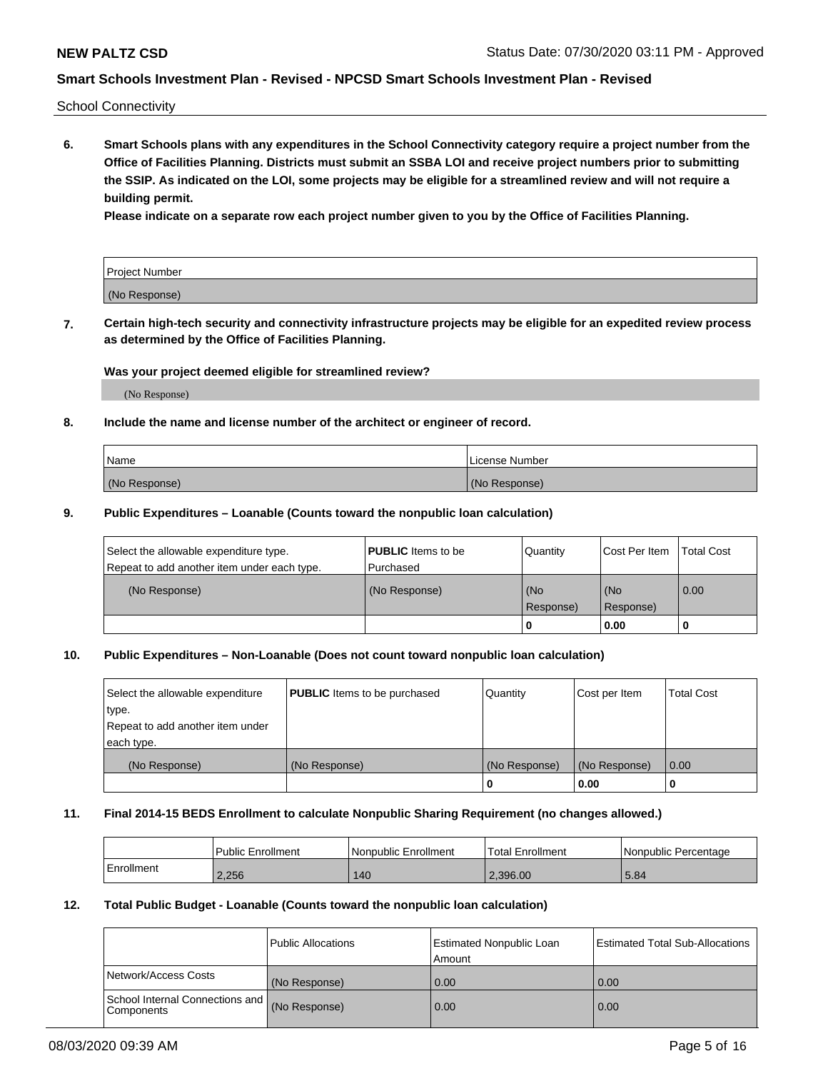School Connectivity

**6. Smart Schools plans with any expenditures in the School Connectivity category require a project number from the Office of Facilities Planning. Districts must submit an SSBA LOI and receive project numbers prior to submitting the SSIP. As indicated on the LOI, some projects may be eligible for a streamlined review and will not require a building permit.**

**Please indicate on a separate row each project number given to you by the Office of Facilities Planning.**

| Project Number |
|---|
| (No Response) |

**7. Certain high-tech security and connectivity infrastructure projects may be eligible for an expedited review process as determined by the Office of Facilities Planning.**

**Was your project deemed eligible for streamlined review?**

(No Response)

**8. Include the name and license number of the architect or engineer of record.**

| Name | License Number |
|---|---|
| (No Response) | (No Response) |

**9. Public Expenditures – Loanable (Counts toward the nonpublic loan calculation)**

| Select the allowable expenditure type. Repeat to add another item under each type. | **PUBLIC** Items to be Purchased | Quantity | Cost Per Item | Total Cost |
|---|---|---|---|---|
| (No Response) | (No Response) | (No Response) | (No Response) | 0.00 |
| | | 0 | 0.00 | 0 |

**10. Public Expenditures – Non-Loanable (Does not count toward nonpublic loan calculation)**

| Select the allowable expenditure type. Repeat to add another item under each type. | **PUBLIC** Items to be purchased | Quantity | Cost per Item | Total Cost |
|---|---|---|---|---|
| (No Response) | (No Response) | (No Response) | (No Response) | 0.00 |
| | | 0 | 0.00 | 0 |

**11. Final 2014-15 BEDS Enrollment to calculate Nonpublic Sharing Requirement (no changes allowed.)**

| | Public Enrollment | Nonpublic Enrollment | Total Enrollment | Nonpublic Percentage |
|---|---|---|---|---|
| Enrollment | 2,256 | 140 | 2,396.00 | 5.84 |

**12. Total Public Budget - Loanable (Counts toward the nonpublic loan calculation)**

| | Public Allocations | Estimated Nonpublic Loan Amount | Estimated Total Sub-Allocations |
|---|---|---|---|
| Network/Access Costs | (No Response) | 0.00 | 0.00 |
| School Internal Connections and Components | (No Response) | 0.00 | 0.00 |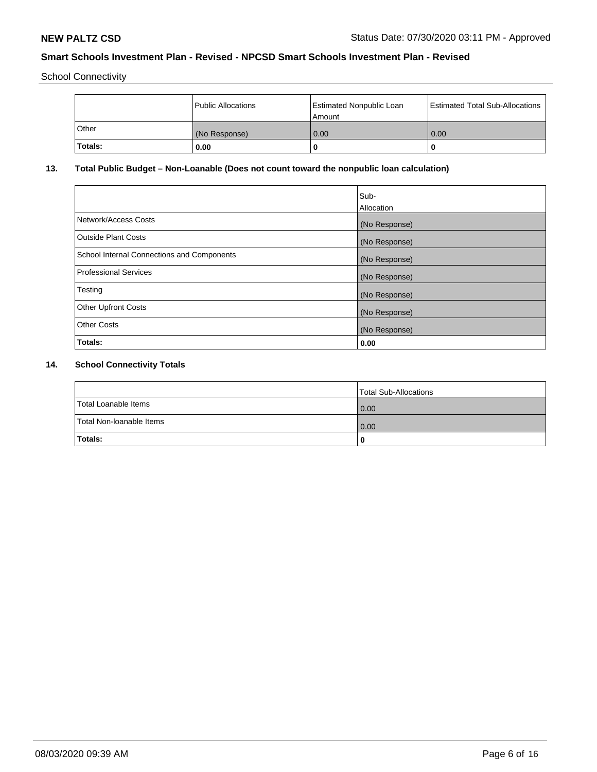School Connectivity

| | Public Allocations | Estimated Nonpublic Loan Amount | Estimated Total Sub-Allocations |
|---|---|---|---|
| Other | (No Response) | 0.00 | 0.00 |
| **Totals:** | **0.00** | **0** | **0** |

## 13. Total Public Budget – Non-Loanable (Does not count toward the nonpublic loan calculation)

| | Sub-Allocation |
|---|---|
| Network/Access Costs | (No Response) |
| Outside Plant Costs | (No Response) |
| School Internal Connections and Components | (No Response) |
| Professional Services | (No Response) |
| Testing | (No Response) |
| Other Upfront Costs | (No Response) |
| Other Costs | (No Response) |
| **Totals:** | **0.00** |

## 14. School Connectivity Totals

| | Total Sub-Allocations |
|---|---|
| Total Loanable Items | 0.00 |
| Total Non-loanable Items | 0.00 |
| **Totals:** | **0** |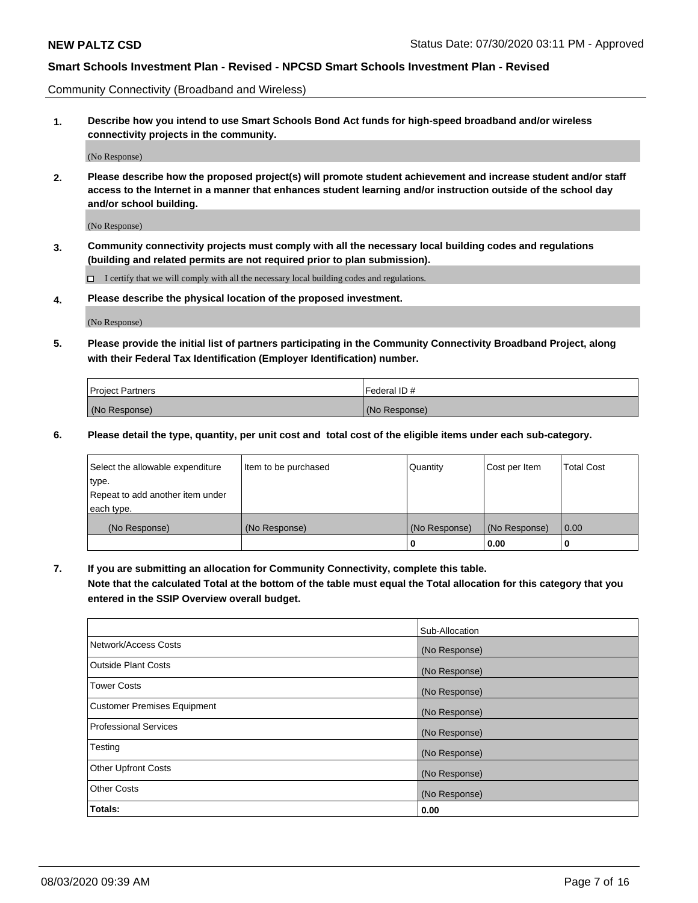Community Connectivity (Broadband and Wireless)

**1. Describe how you intend to use Smart Schools Bond Act funds for high-speed broadband and/or wireless connectivity projects in the community.**

(No Response)

**2. Please describe how the proposed project(s) will promote student achievement and increase student and/or staff access to the Internet in a manner that enhances student learning and/or instruction outside of the school day and/or school building.**

(No Response)

**3. Community connectivity projects must comply with all the necessary local building codes and regulations (building and related permits are not required prior to plan submission).**

☐ I certify that we will comply with all the necessary local building codes and regulations.

**4. Please describe the physical location of the proposed investment.**

(No Response)

**5. Please provide the initial list of partners participating in the Community Connectivity Broadband Project, along with their Federal Tax Identification (Employer Identification) number.**

| Project Partners | Federal ID # |
| --- | --- |
| (No Response) | (No Response) |

**6. Please detail the type, quantity, per unit cost and total cost of the eligible items under each sub-category.**

| Select the allowable expenditure type. Repeat to add another item under each type. | Item to be purchased | Quantity | Cost per Item | Total Cost |
| --- | --- | --- | --- | --- |
| (No Response) | (No Response) | (No Response) | (No Response) | 0.00 |
| | | **0** | **0.00** | **0** |

**7. If you are submitting an allocation for Community Connectivity, complete this table. Note that the calculated Total at the bottom of the table must equal the Total allocation for this category that you entered in the SSIP Overview overall budget.**

| | Sub-Allocation |
| --- | --- |
| Network/Access Costs | (No Response) |
| Outside Plant Costs | (No Response) |
| Tower Costs | (No Response) |
| Customer Premises Equipment | (No Response) |
| Professional Services | (No Response) |
| Testing | (No Response) |
| Other Upfront Costs | (No Response) |
| Other Costs | (No Response) |
| **Totals:** | **0.00** |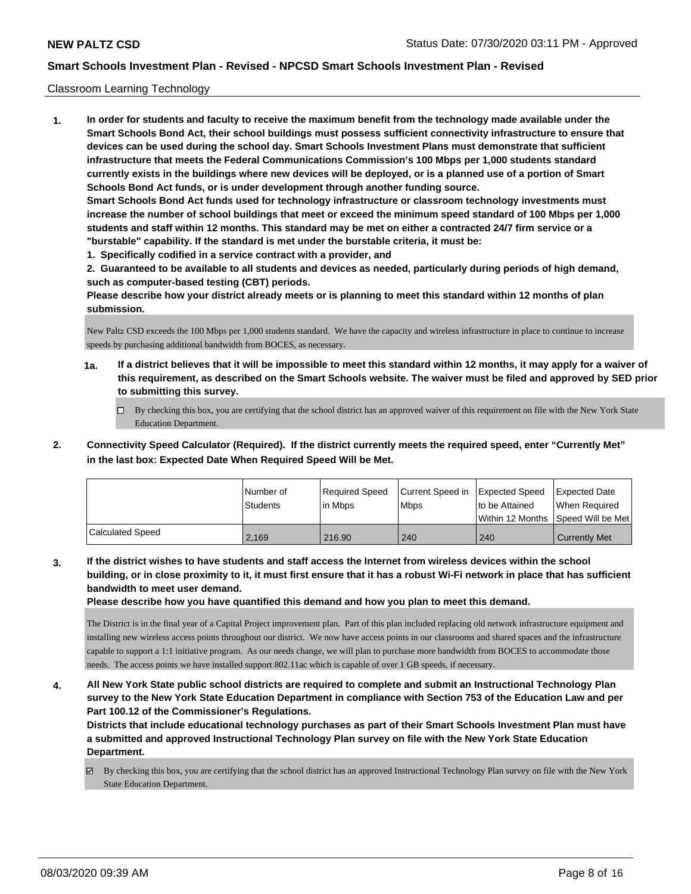Classroom Learning Technology

**1. In order for students and faculty to receive the maximum benefit from the technology made available under the Smart Schools Bond Act, their school buildings must possess sufficient connectivity infrastructure to ensure that devices can be used during the school day. Smart Schools Investment Plans must demonstrate that sufficient infrastructure that meets the Federal Communications Commission's 100 Mbps per 1,000 students standard currently exists in the buildings where new devices will be deployed, or is a planned use of a portion of Smart Schools Bond Act funds, or is under development through another funding source.**

**Smart Schools Bond Act funds used for technology infrastructure or classroom technology investments must increase the number of school buildings that meet or exceed the minimum speed standard of 100 Mbps per 1,000 students and staff within 12 months. This standard may be met on either a contracted 24/7 firm service or a "burstable" capability. If the standard is met under the burstable criteria, it must be:**

**1. Specifically codified in a service contract with a provider, and**

**2. Guaranteed to be available to all students and devices as needed, particularly during periods of high demand, such as computer-based testing (CBT) periods.**

**Please describe how your district already meets or is planning to meet this standard within 12 months of plan submission.**

New Paltz CSD exceeds the 100 Mbps per 1,000 students standard. We have the capacity and wireless infrastructure in place to continue to increase speeds by purchasing additional bandwidth from BOCES, as necessary.

**1a. If a district believes that it will be impossible to meet this standard within 12 months, it may apply for a waiver of this requirement, as described on the Smart Schools website. The waiver must be filed and approved by SED prior to submitting this survey.**

- ☐ By checking this box, you are certifying that the school district has an approved waiver of this requirement on file with the New York State Education Department.

**2. Connectivity Speed Calculator (Required). If the district currently meets the required speed, enter "Currently Met" in the last box: Expected Date When Required Speed Will be Met.**

| | Number of Students | Required Speed in Mbps | Current Speed in Mbps | Expected Speed to be Attained Within 12 Months | Expected Date When Required Speed Will be Met |
|---|---|---|---|---|---|
| Calculated Speed | 2,169 | 216.90 | 240 | 240 | Currently Met |

**3. If the district wishes to have students and staff access the Internet from wireless devices within the school building, or in close proximity to it, it must first ensure that it has a robust Wi-Fi network in place that has sufficient bandwidth to meet user demand.**

**Please describe how you have quantified this demand and how you plan to meet this demand.**

The District is in the final year of a Capital Project improvement plan. Part of this plan included replacing old network infrastructure equipment and installing new wireless access points throughout our district. We now have access points in our classrooms and shared spaces and the infrastructure capable to support a 1:1 initiative program. As our needs change, we will plan to purchase more bandwidth from BOCES to accommodate those needs. The access points we have installed support 802.11ac which is capable of over 1 GB speeds, if necessary.

**4. All New York State public school districts are required to complete and submit an Instructional Technology Plan survey to the New York State Education Department in compliance with Section 753 of the Education Law and per Part 100.12 of the Commissioner's Regulations.**

**Districts that include educational technology purchases as part of their Smart Schools Investment Plan must have a submitted and approved Instructional Technology Plan survey on file with the New York State Education Department.**

- ☑ By checking this box, you are certifying that the school district has an approved Instructional Technology Plan survey on file with the New York State Education Department.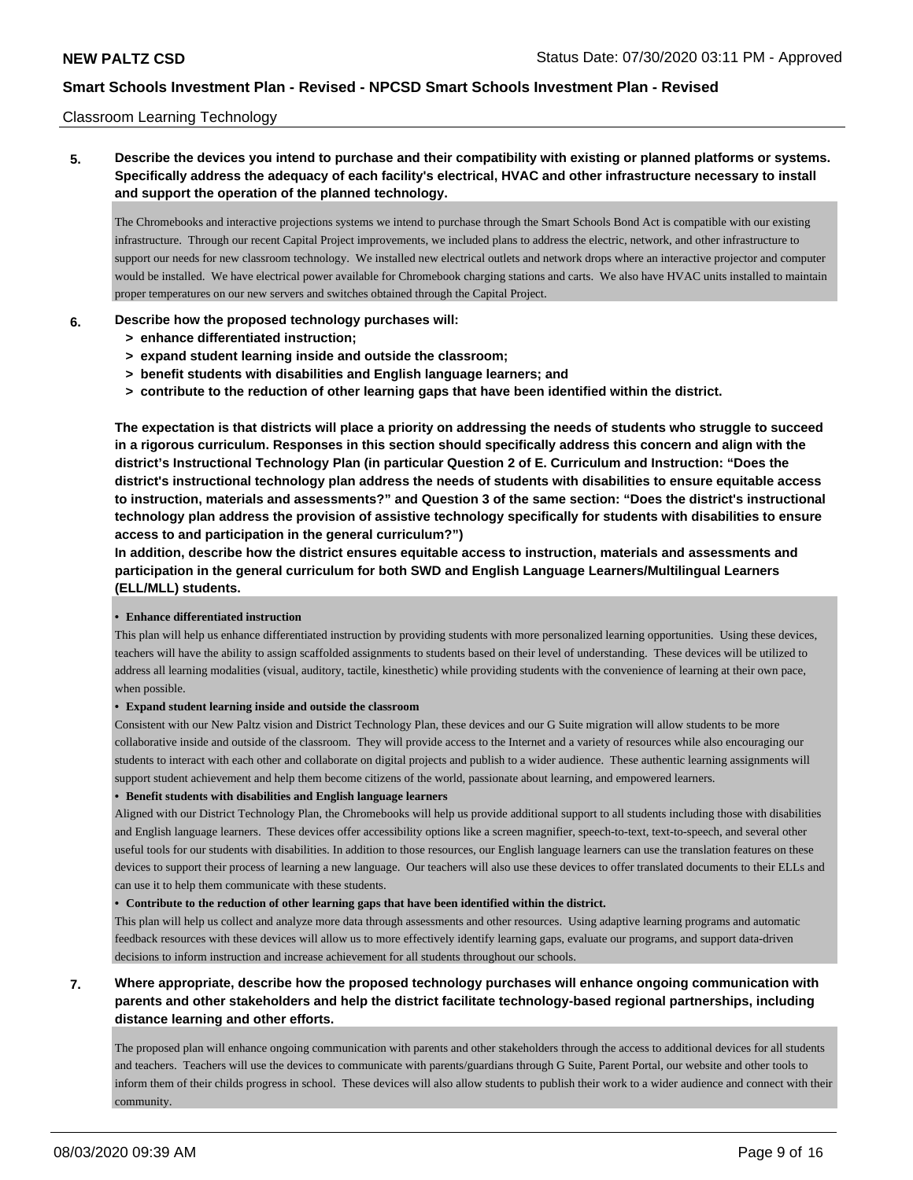Classroom Learning Technology

**5. Describe the devices you intend to purchase and their compatibility with existing or planned platforms or systems. Specifically address the adequacy of each facility's electrical, HVAC and other infrastructure necessary to install and support the operation of the planned technology.**

The Chromebooks and interactive projections systems we intend to purchase through the Smart Schools Bond Act is compatible with our existing infrastructure. Through our recent Capital Project improvements, we included plans to address the electric, network, and other infrastructure to support our needs for new classroom technology. We installed new electrical outlets and network drops where an interactive projector and computer would be installed. We have electrical power available for Chromebook charging stations and carts. We also have HVAC units installed to maintain proper temperatures on our new servers and switches obtained through the Capital Project.

**6. Describe how the proposed technology purchases will:**
- **> enhance differentiated instruction;**
- **> expand student learning inside and outside the classroom;**
- **> benefit students with disabilities and English language learners; and**
- **> contribute to the reduction of other learning gaps that have been identified within the district.**

**The expectation is that districts will place a priority on addressing the needs of students who struggle to succeed in a rigorous curriculum. Responses in this section should specifically address this concern and align with the district's Instructional Technology Plan (in particular Question 2 of E. Curriculum and Instruction: "Does the district's instructional technology plan address the needs of students with disabilities to ensure equitable access to instruction, materials and assessments?" and Question 3 of the same section: "Does the district's instructional technology plan address the provision of assistive technology specifically for students with disabilities to ensure access to and participation in the general curriculum?")**

**In addition, describe how the district ensures equitable access to instruction, materials and assessments and participation in the general curriculum for both SWD and English Language Learners/Multilingual Learners (ELL/MLL) students.**

**• Enhance differentiated instruction**

This plan will help us enhance differentiated instruction by providing students with more personalized learning opportunities. Using these devices, teachers will have the ability to assign scaffolded assignments to students based on their level of understanding. These devices will be utilized to address all learning modalities (visual, auditory, tactile, kinesthetic) while providing students with the convenience of learning at their own pace, when possible.

**• Expand student learning inside and outside the classroom**

Consistent with our New Paltz vision and District Technology Plan, these devices and our G Suite migration will allow students to be more collaborative inside and outside of the classroom. They will provide access to the Internet and a variety of resources while also encouraging our students to interact with each other and collaborate on digital projects and publish to a wider audience. These authentic learning assignments will support student achievement and help them become citizens of the world, passionate about learning, and empowered learners.

**• Benefit students with disabilities and English language learners**

Aligned with our District Technology Plan, the Chromebooks will help us provide additional support to all students including those with disabilities and English language learners. These devices offer accessibility options like a screen magnifier, speech-to-text, text-to-speech, and several other useful tools for our students with disabilities. In addition to those resources, our English language learners can use the translation features on these devices to support their process of learning a new language. Our teachers will also use these devices to offer translated documents to their ELLs and can use it to help them communicate with these students.

**• Contribute to the reduction of other learning gaps that have been identified within the district.**

This plan will help us collect and analyze more data through assessments and other resources. Using adaptive learning programs and automatic feedback resources with these devices will allow us to more effectively identify learning gaps, evaluate our programs, and support data-driven decisions to inform instruction and increase achievement for all students throughout our schools.

**7. Where appropriate, describe how the proposed technology purchases will enhance ongoing communication with parents and other stakeholders and help the district facilitate technology-based regional partnerships, including distance learning and other efforts.**

The proposed plan will enhance ongoing communication with parents and other stakeholders through the access to additional devices for all students and teachers. Teachers will use the devices to communicate with parents/guardians through G Suite, Parent Portal, our website and other tools to inform them of their childs progress in school. These devices will also allow students to publish their work to a wider audience and connect with their community.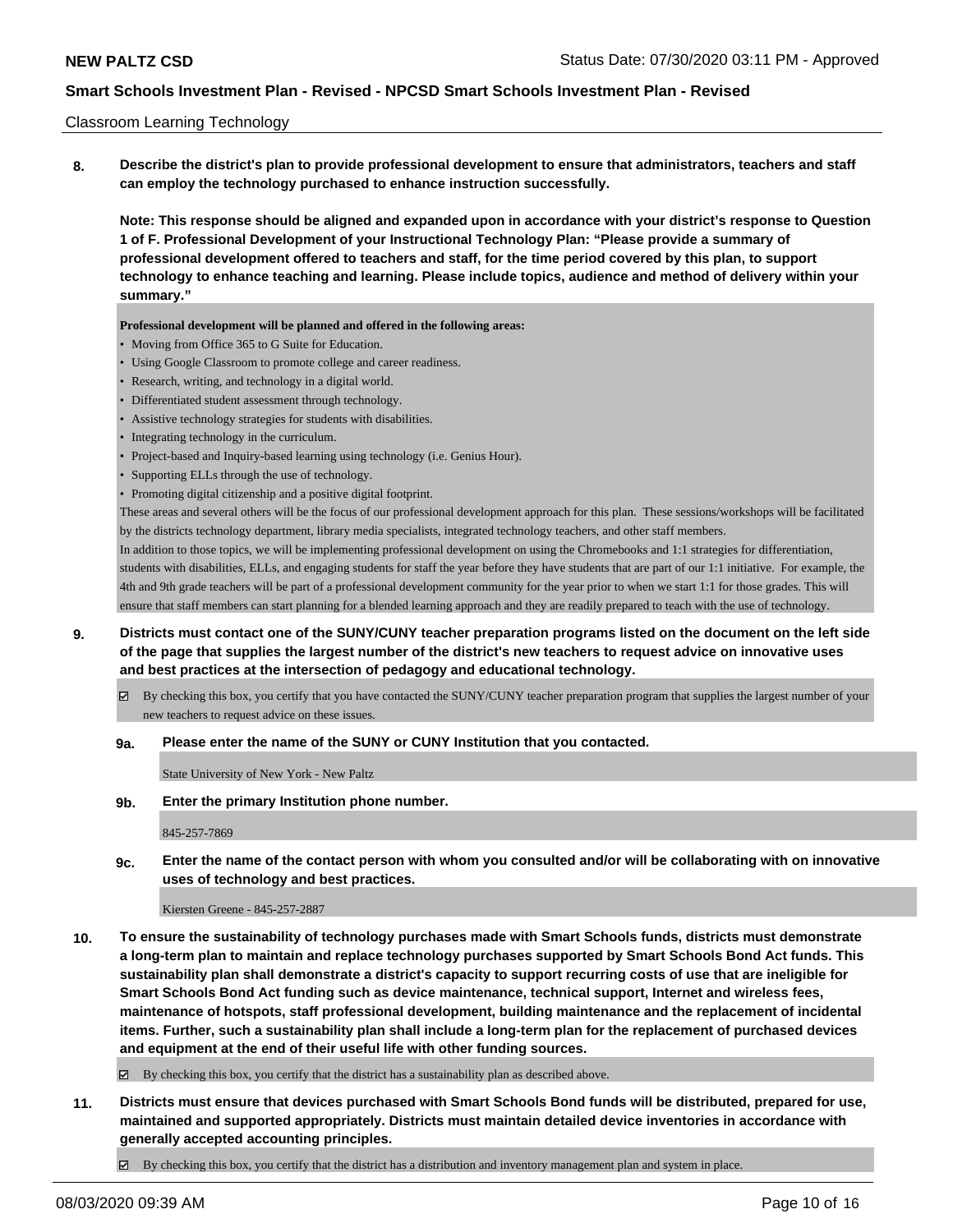Classroom Learning Technology

**8. Describe the district's plan to provide professional development to ensure that administrators, teachers and staff can employ the technology purchased to enhance instruction successfully.**

**Note: This response should be aligned and expanded upon in accordance with your district's response to Question 1 of F. Professional Development of your Instructional Technology Plan: "Please provide a summary of professional development offered to teachers and staff, for the time period covered by this plan, to support technology to enhance teaching and learning. Please include topics, audience and method of delivery within your summary."**

**Professional development will be planned and offered in the following areas:**

- Moving from Office 365 to G Suite for Education.
- Using Google Classroom to promote college and career readiness.
- Research, writing, and technology in a digital world.
- Differentiated student assessment through technology.
- Assistive technology strategies for students with disabilities.
- Integrating technology in the curriculum.
- Project-based and Inquiry-based learning using technology (i.e. Genius Hour).
- Supporting ELLs through the use of technology.
- Promoting digital citizenship and a positive digital footprint.

These areas and several others will be the focus of our professional development approach for this plan. These sessions/workshops will be facilitated by the districts technology department, library media specialists, integrated technology teachers, and other staff members.

In addition to those topics, we will be implementing professional development on using the Chromebooks and 1:1 strategies for differentiation, students with disabilities, ELLs, and engaging students for staff the year before they have students that are part of our 1:1 initiative. For example, the 4th and 9th grade teachers will be part of a professional development community for the year prior to when we start 1:1 for those grades. This will ensure that staff members can start planning for a blended learning approach and they are readily prepared to teach with the use of technology.

**9. Districts must contact one of the SUNY/CUNY teacher preparation programs listed on the document on the left side of the page that supplies the largest number of the district's new teachers to request advice on innovative uses and best practices at the intersection of pedagogy and educational technology.**

☑ By checking this box, you certify that you have contacted the SUNY/CUNY teacher preparation program that supplies the largest number of your new teachers to request advice on these issues.

**9a. Please enter the name of the SUNY or CUNY Institution that you contacted.**

State University of New York - New Paltz

**9b. Enter the primary Institution phone number.**

845-257-7869

**9c. Enter the name of the contact person with whom you consulted and/or will be collaborating with on innovative uses of technology and best practices.**

Kiersten Greene - 845-257-2887

**10. To ensure the sustainability of technology purchases made with Smart Schools funds, districts must demonstrate a long-term plan to maintain and replace technology purchases supported by Smart Schools Bond Act funds. This sustainability plan shall demonstrate a district's capacity to support recurring costs of use that are ineligible for Smart Schools Bond Act funding such as device maintenance, technical support, Internet and wireless fees, maintenance of hotspots, staff professional development, building maintenance and the replacement of incidental items. Further, such a sustainability plan shall include a long-term plan for the replacement of purchased devices and equipment at the end of their useful life with other funding sources.**

☑ By checking this box, you certify that the district has a sustainability plan as described above.

**11. Districts must ensure that devices purchased with Smart Schools Bond funds will be distributed, prepared for use, maintained and supported appropriately. Districts must maintain detailed device inventories in accordance with generally accepted accounting principles.**

☑ By checking this box, you certify that the district has a distribution and inventory management plan and system in place.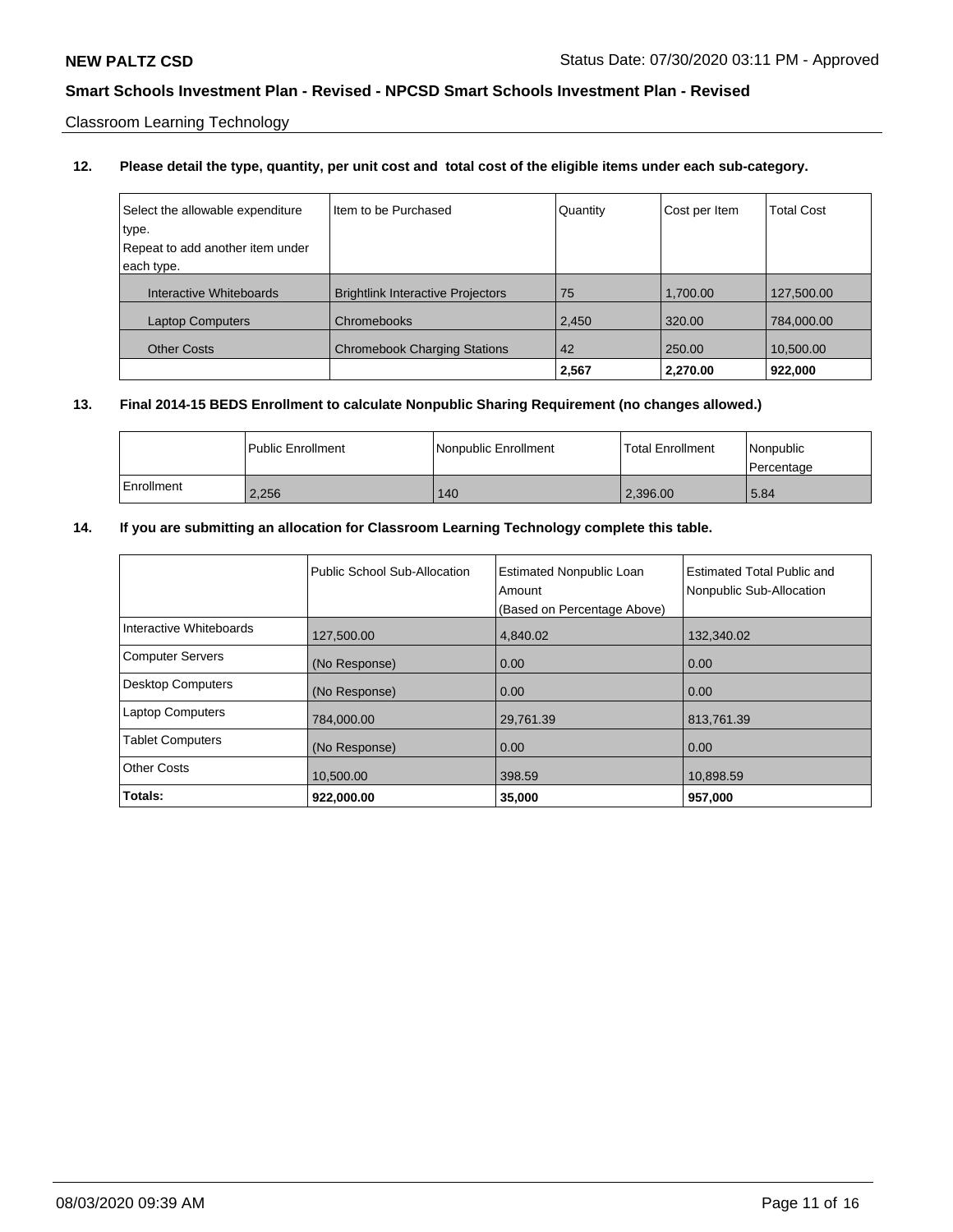Classroom Learning Technology

**12. Please detail the type, quantity, per unit cost and total cost of the eligible items under each sub-category.**

| Select the allowable expenditure type. Repeat to add another item under each type. | Item to be Purchased | Quantity | Cost per Item | Total Cost |
|---|---|---|---|---|
| Interactive Whiteboards | Brightlink Interactive Projectors | 75 | 1,700.00 | 127,500.00 |
| Laptop Computers | Chromebooks | 2,450 | 320.00 | 784,000.00 |
| Other Costs | Chromebook Charging Stations | 42 | 250.00 | 10,500.00 |
| | | **2,567** | **2,270.00** | **922,000** |

**13. Final 2014-15 BEDS Enrollment to calculate Nonpublic Sharing Requirement (no changes allowed.)**

| | Public Enrollment | Nonpublic Enrollment | Total Enrollment | Nonpublic Percentage |
|---|---|---|---|---|
| Enrollment | 2,256 | 140 | 2,396.00 | 5.84 |

**14. If you are submitting an allocation for Classroom Learning Technology complete this table.**

| | Public School Sub-Allocation | Estimated Nonpublic Loan Amount (Based on Percentage Above) | Estimated Total Public and Nonpublic Sub-Allocation |
|---|---|---|---|
| Interactive Whiteboards | 127,500.00 | 4,840.02 | 132,340.02 |
| Computer Servers | (No Response) | 0.00 | 0.00 |
| Desktop Computers | (No Response) | 0.00 | 0.00 |
| Laptop Computers | 784,000.00 | 29,761.39 | 813,761.39 |
| Tablet Computers | (No Response) | 0.00 | 0.00 |
| Other Costs | 10,500.00 | 398.59 | 10,898.59 |
| **Totals:** | **922,000.00** | **35,000** | **957,000** |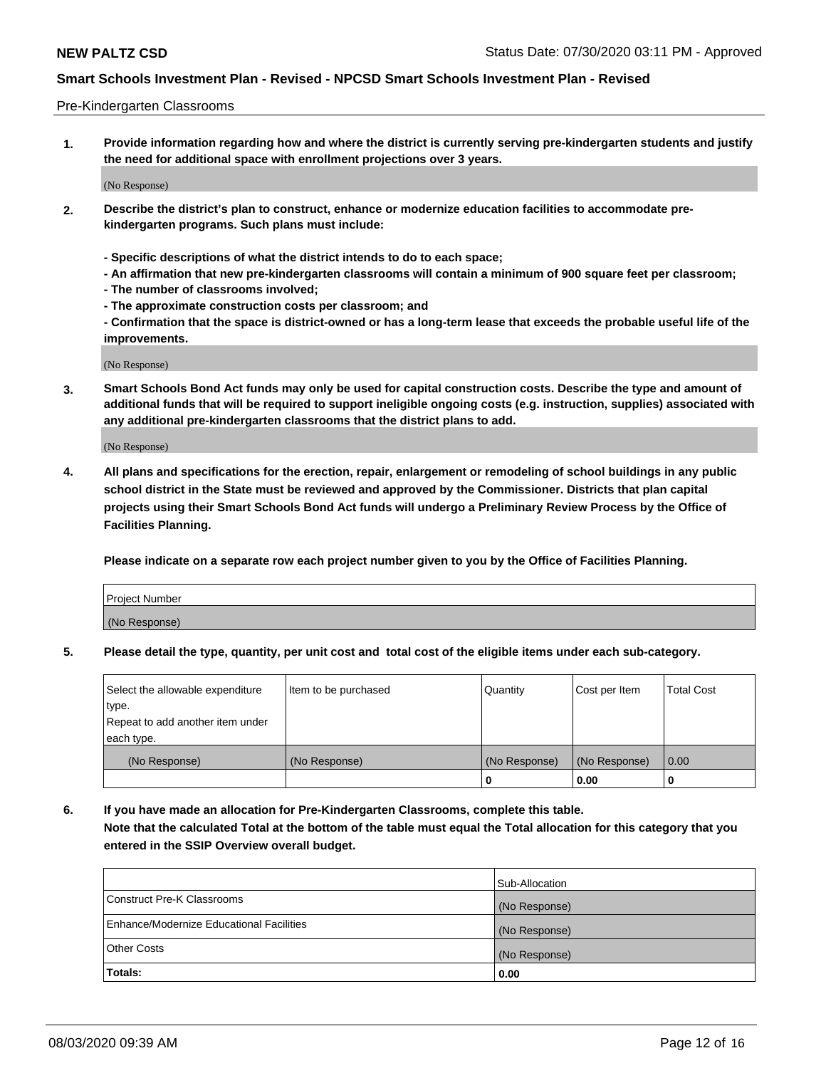Pre-Kindergarten Classrooms

**1. Provide information regarding how and where the district is currently serving pre-kindergarten students and justify the need for additional space with enrollment projections over 3 years.**

(No Response)

**2. Describe the district's plan to construct, enhance or modernize education facilities to accommodate pre-kindergarten programs. Such plans must include:**

**- Specific descriptions of what the district intends to do to each space;**
**- An affirmation that new pre-kindergarten classrooms will contain a minimum of 900 square feet per classroom;**
**- The number of classrooms involved;**
**- The approximate construction costs per classroom; and**
**- Confirmation that the space is district-owned or has a long-term lease that exceeds the probable useful life of the improvements.**

(No Response)

**3. Smart Schools Bond Act funds may only be used for capital construction costs. Describe the type and amount of additional funds that will be required to support ineligible ongoing costs (e.g. instruction, supplies) associated with any additional pre-kindergarten classrooms that the district plans to add.**

(No Response)

**4. All plans and specifications for the erection, repair, enlargement or remodeling of school buildings in any public school district in the State must be reviewed and approved by the Commissioner. Districts that plan capital projects using their Smart Schools Bond Act funds will undergo a Preliminary Review Process by the Office of Facilities Planning.**

**Please indicate on a separate row each project number given to you by the Office of Facilities Planning.**

| Project Number |
|---|
| (No Response) |

**5. Please detail the type, quantity, per unit cost and total cost of the eligible items under each sub-category.**

| Select the allowable expenditure type. Repeat to add another item under each type. | Item to be purchased | Quantity | Cost per Item | Total Cost |
|---|---|---|---|---|
| (No Response) | (No Response) | (No Response) | (No Response) | 0.00 |
| | | 0 | 0.00 | 0 |

**6. If you have made an allocation for Pre-Kindergarten Classrooms, complete this table. Note that the calculated Total at the bottom of the table must equal the Total allocation for this category that you entered in the SSIP Overview overall budget.**

| | Sub-Allocation |
|---|---|
| Construct Pre-K Classrooms | (No Response) |
| Enhance/Modernize Educational Facilities | (No Response) |
| Other Costs | (No Response) |
| **Totals:** | **0.00** |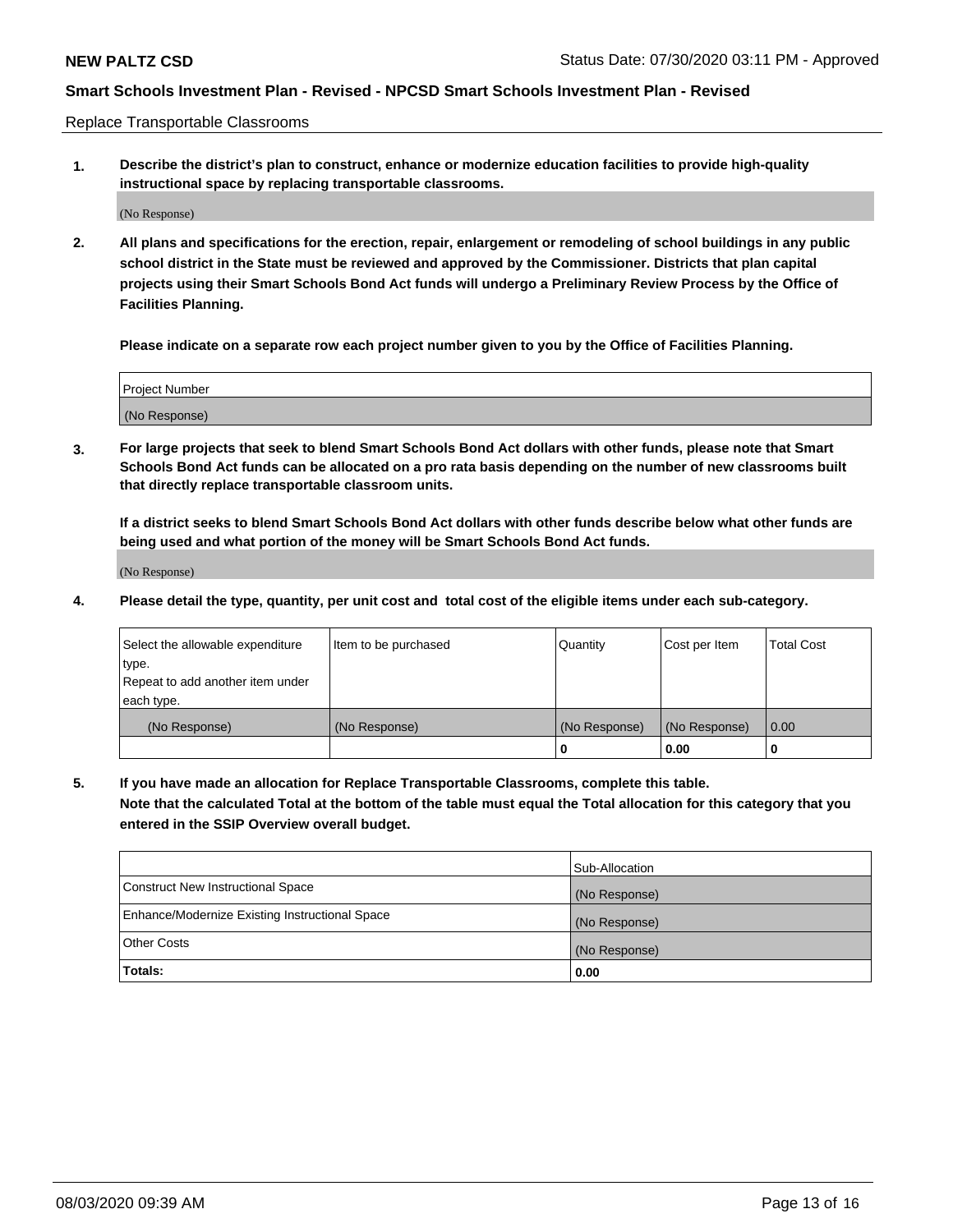Replace Transportable Classrooms

**1. Describe the district's plan to construct, enhance or modernize education facilities to provide high-quality instructional space by replacing transportable classrooms.**

(No Response)

**2. All plans and specifications for the erection, repair, enlargement or remodeling of school buildings in any public school district in the State must be reviewed and approved by the Commissioner. Districts that plan capital projects using their Smart Schools Bond Act funds will undergo a Preliminary Review Process by the Office of Facilities Planning.**

**Please indicate on a separate row each project number given to you by the Office of Facilities Planning.**

| Project Number |
| --- |
| (No Response) |

**3. For large projects that seek to blend Smart Schools Bond Act dollars with other funds, please note that Smart Schools Bond Act funds can be allocated on a pro rata basis depending on the number of new classrooms built that directly replace transportable classroom units.**

**If a district seeks to blend Smart Schools Bond Act dollars with other funds describe below what other funds are being used and what portion of the money will be Smart Schools Bond Act funds.**

(No Response)

**4. Please detail the type, quantity, per unit cost and total cost of the eligible items under each sub-category.**

| Select the allowable expenditure type. Repeat to add another item under each type. | Item to be purchased | Quantity | Cost per Item | Total Cost |
| --- | --- | --- | --- | --- |
| (No Response) | (No Response) | (No Response) | (No Response) | 0.00 |
| | | 0 | 0.00 | 0 |

**5. If you have made an allocation for Replace Transportable Classrooms, complete this table. Note that the calculated Total at the bottom of the table must equal the Total allocation for this category that you entered in the SSIP Overview overall budget.**

| | Sub-Allocation |
| --- | --- |
| Construct New Instructional Space | (No Response) |
| Enhance/Modernize Existing Instructional Space | (No Response) |
| Other Costs | (No Response) |
| **Totals:** | **0.00** |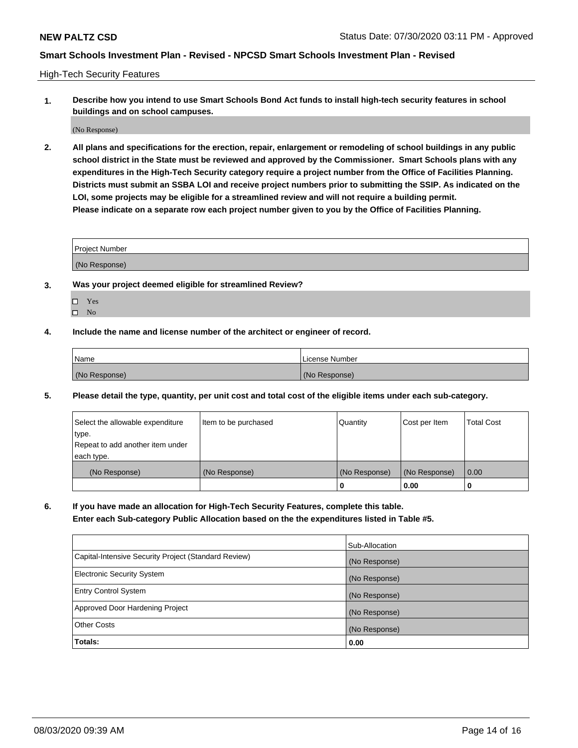High-Tech Security Features

**1. Describe how you intend to use Smart Schools Bond Act funds to install high-tech security features in school buildings and on school campuses.**

(No Response)

**2. All plans and specifications for the erection, repair, enlargement or remodeling of school buildings in any public school district in the State must be reviewed and approved by the Commissioner. Smart Schools plans with any expenditures in the High-Tech Security category require a project number from the Office of Facilities Planning. Districts must submit an SSBA LOI and receive project numbers prior to submitting the SSIP. As indicated on the LOI, some projects may be eligible for a streamlined review and will not require a building permit. Please indicate on a separate row each project number given to you by the Office of Facilities Planning.**

| Project Number |
| --- |
| (No Response) |

**3. Was your project deemed eligible for streamlined Review?**

- ☐ Yes
- ☐ No

**4. Include the name and license number of the architect or engineer of record.**

| Name | License Number |
| --- | --- |
| (No Response) | (No Response) |

**5. Please detail the type, quantity, per unit cost and total cost of the eligible items under each sub-category.**

| Select the allowable expenditure type. Repeat to add another item under each type. | Item to be purchased | Quantity | Cost per Item | Total Cost |
| --- | --- | --- | --- | --- |
| (No Response) | (No Response) | (No Response) | (No Response) | 0.00 |
| | | 0 | 0.00 | 0 |

**6. If you have made an allocation for High-Tech Security Features, complete this table. Enter each Sub-category Public Allocation based on the the expenditures listed in Table #5.**

| | Sub-Allocation |
| --- | --- |
| Capital-Intensive Security Project (Standard Review) | (No Response) |
| Electronic Security System | (No Response) |
| Entry Control System | (No Response) |
| Approved Door Hardening Project | (No Response) |
| Other Costs | (No Response) |
| **Totals:** | **0.00** |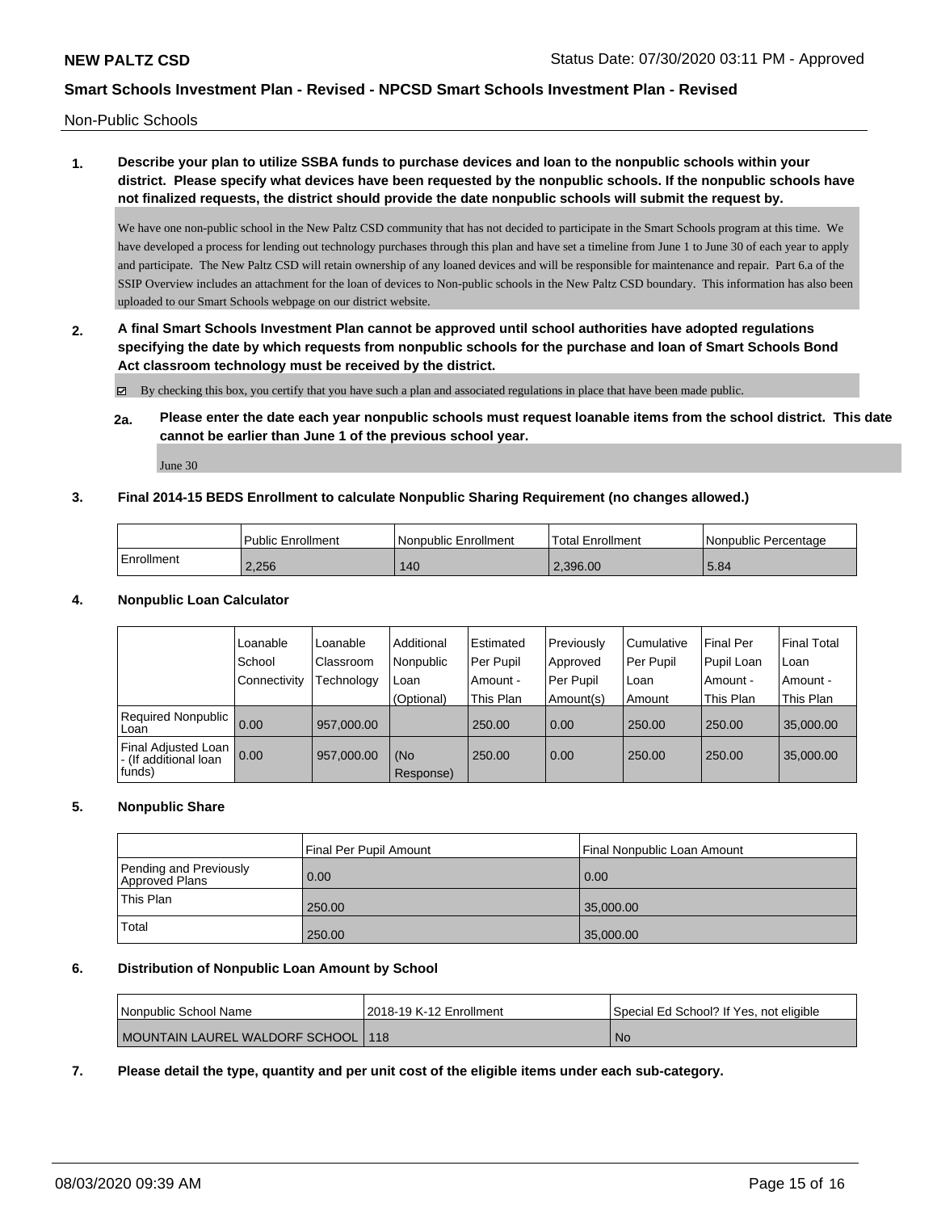Non-Public Schools

**1. Describe your plan to utilize SSBA funds to purchase devices and loan to the nonpublic schools within your district. Please specify what devices have been requested by the nonpublic schools. If the nonpublic schools have not finalized requests, the district should provide the date nonpublic schools will submit the request by.**

We have one non-public school in the New Paltz CSD community that has not decided to participate in the Smart Schools program at this time. We have developed a process for lending out technology purchases through this plan and have set a timeline from June 1 to June 30 of each year to apply and participate. The New Paltz CSD will retain ownership of any loaned devices and will be responsible for maintenance and repair. Part 6.a of the SSIP Overview includes an attachment for the loan of devices to Non-public schools in the New Paltz CSD boundary. This information has also been uploaded to our Smart Schools webpage on our district website.

**2. A final Smart Schools Investment Plan cannot be approved until school authorities have adopted regulations specifying the date by which requests from nonpublic schools for the purchase and loan of Smart Schools Bond Act classroom technology must be received by the district.**

☑ By checking this box, you certify that you have such a plan and associated regulations in place that have been made public.

**2a. Please enter the date each year nonpublic schools must request loanable items from the school district. This date cannot be earlier than June 1 of the previous school year.**

June 30

**3. Final 2014-15 BEDS Enrollment to calculate Nonpublic Sharing Requirement (no changes allowed.)**

| | Public Enrollment | Nonpublic Enrollment | Total Enrollment | Nonpublic Percentage |
|---|---|---|---|---|
| Enrollment | 2,256 | 140 | 2,396.00 | 5.84 |

**4. Nonpublic Loan Calculator**

| | Loanable School Connectivity | Loanable Classroom Technology | Additional Nonpublic Loan (Optional) | Estimated Per Pupil Amount - This Plan | Previously Approved Per Pupil Amount(s) | Cumulative Per Pupil Loan Amount | Final Per Pupil Loan Amount - This Plan | Final Total Loan Amount - This Plan |
|---|---|---|---|---|---|---|---|---|
| Required Nonpublic Loan | 0.00 | 957,000.00 | | 250.00 | 0.00 | 250.00 | 250.00 | 35,000.00 |
| Final Adjusted Loan - (If additional loan funds) | 0.00 | 957,000.00 | (No Response) | 250.00 | 0.00 | 250.00 | 250.00 | 35,000.00 |

**5. Nonpublic Share**

| | Final Per Pupil Amount | Final Nonpublic Loan Amount |
|---|---|---|
| Pending and Previously Approved Plans | 0.00 | 0.00 |
| This Plan | 250.00 | 35,000.00 |
| Total | 250.00 | 35,000.00 |

**6. Distribution of Nonpublic Loan Amount by School**

| Nonpublic School Name | 2018-19 K-12 Enrollment | Special Ed School? If Yes, not eligible |
|---|---|---|
| MOUNTAIN LAUREL WALDORF SCHOOL | 118 | No |

**7. Please detail the type, quantity and per unit cost of the eligible items under each sub-category.**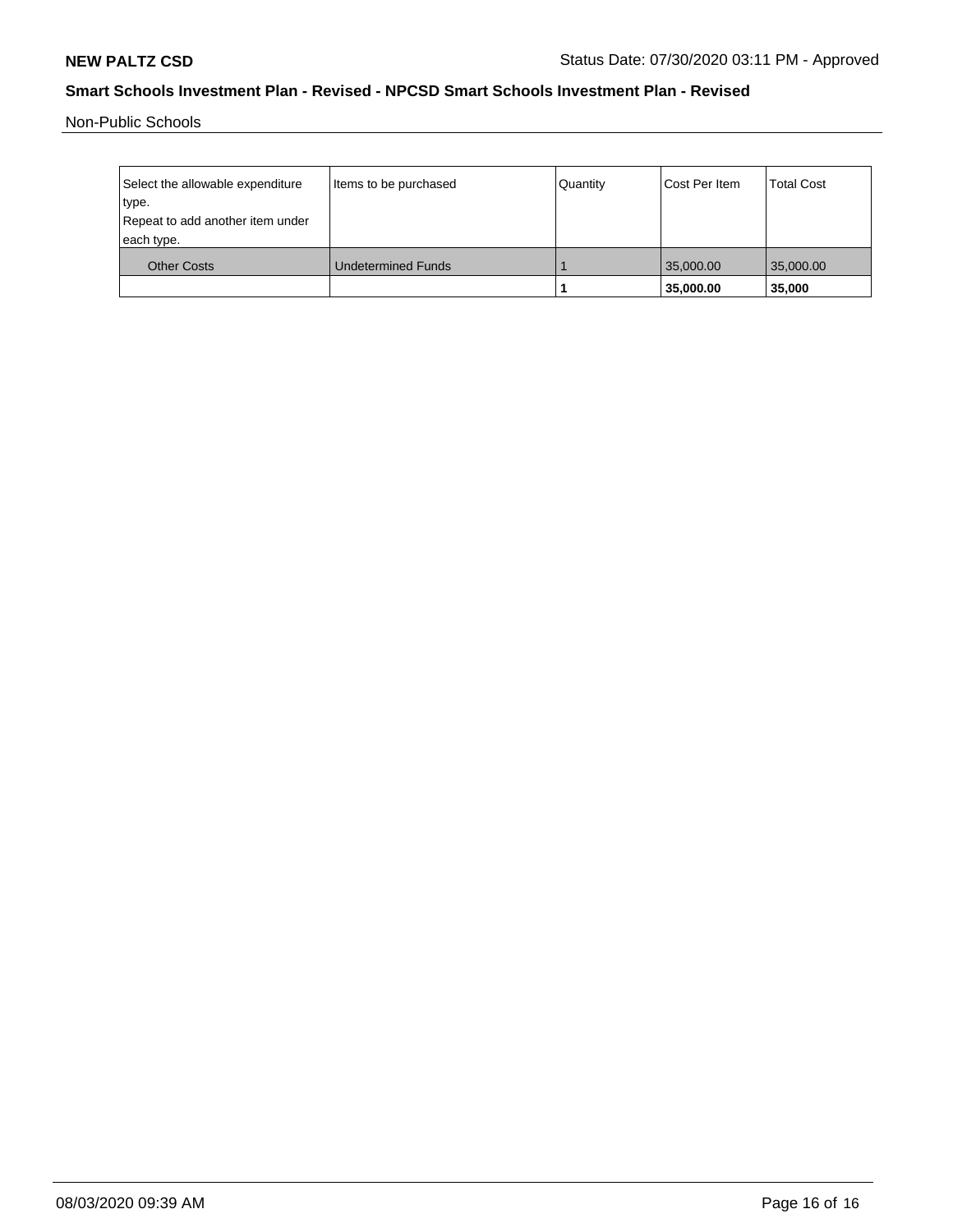Non-Public Schools

| Select the allowable expenditure type. Repeat to add another item under each type. | Items to be purchased | Quantity | Cost Per Item | Total Cost |
| --- | --- | --- | --- | --- |
| Other Costs | Undetermined Funds | 1 | 35,000.00 | 35,000.00 |
| | | **1** | **35,000.00** | **35,000** |